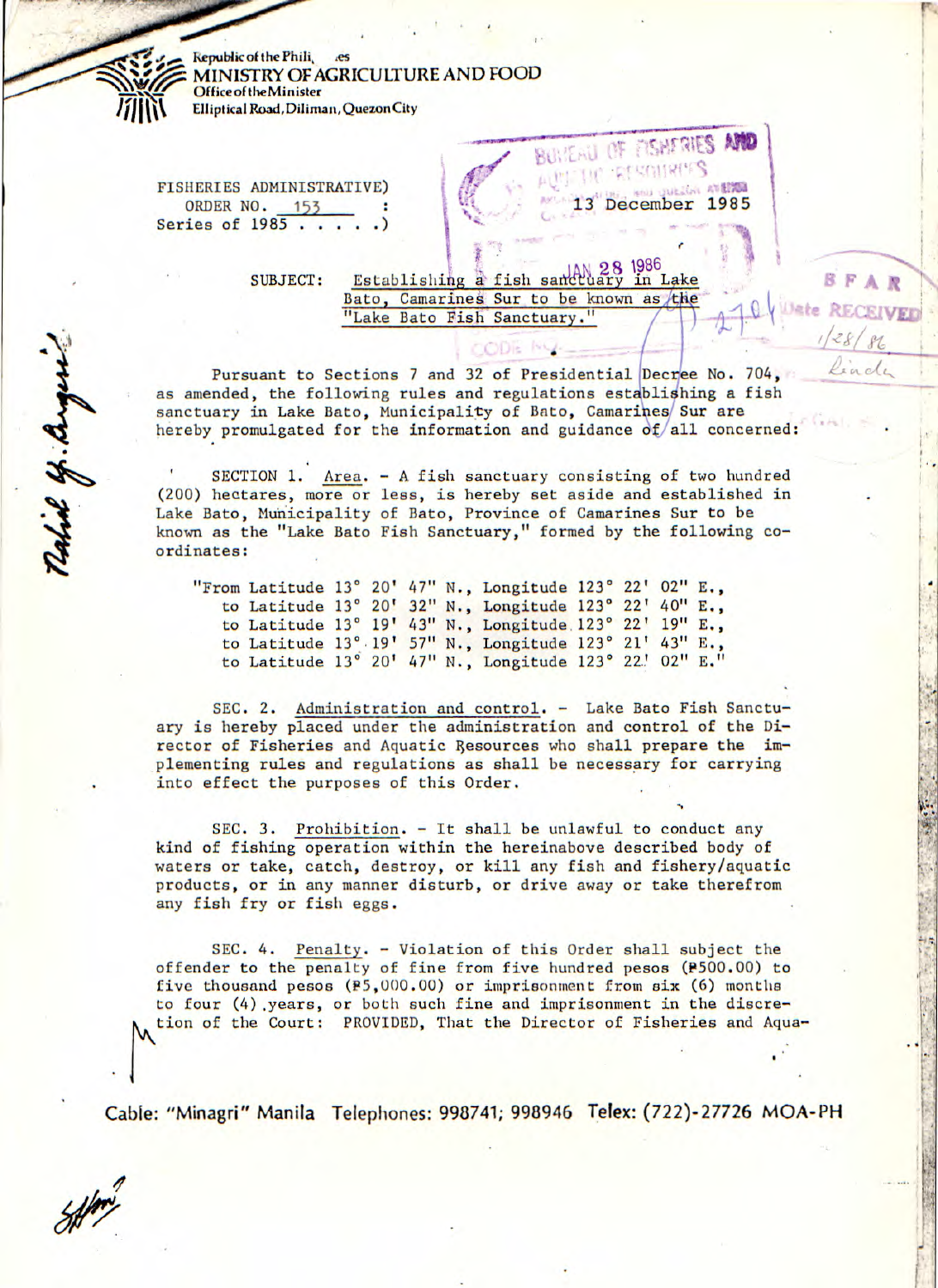Republic of the Philippines
MINISTRY OF AGRICULTURE AND FOOD
Office of the Minister
Elliptical Road, Diliman, Quezon City

FISHERIES ADMINISTRATIVE)
ORDER NO. 153 :
Series of 1985 . . . . .)

13 December 1985

SUBJECT: Establishing a fish sanctuary in Lake Bato, Camarines Sur to be known as the "Lake Bato Fish Sanctuary."

Pursuant to Sections 7 and 32 of Presidential Decree No. 704, as amended, the following rules and regulations establishing a fish sanctuary in Lake Bato, Municipality of Bato, Camarines Sur are hereby promulgated for the information and guidance of all concerned:

SECTION 1. Area. - A fish sanctuary consisting of two hundred (200) hectares, more or less, is hereby set aside and established in Lake Bato, Municipality of Bato, Province of Camarines Sur to be known as the "Lake Bato Fish Sanctuary," formed by the following coordinates:

"From Latitude 13° 20' 47" N., Longitude 123° 22' 02" E.,
to Latitude 13° 20' 32" N., Longitude 123° 22' 40" E.,
to Latitude 13° 19' 43" N., Longitude 123° 22' 19" E.,
to Latitude 13° 19' 57" N., Longitude 123° 21' 43" E.,
to Latitude 13° 20' 47" N., Longitude 123° 22' 02" E."

SEC. 2. Administration and control. - Lake Bato Fish Sanctuary is hereby placed under the administration and control of the Director of Fisheries and Aquatic Resources who shall prepare the implementing rules and regulations as shall be necessary for carrying into effect the purposes of this Order.

SEC. 3. Prohibition. - It shall be unlawful to conduct any kind of fishing operation within the hereinabove described body of waters or take, catch, destroy, or kill any fish and fishery/aquatic products, or in any manner disturb, or drive away or take therefrom any fish fry or fish eggs.

SEC. 4. Penalty. - Violation of this Order shall subject the offender to the penalty of fine from five hundred pesos (₱500.00) to five thousand pesos (₱5,000.00) or imprisonment from six (6) months to four (4) years, or both such fine and imprisonment in the discretion of the Court: PROVIDED, That the Director of Fisheries and Aqua-

Cable: "Minagri" Manila Telephones: 998741; 998946 Telex: (722)-27726 MOA-PH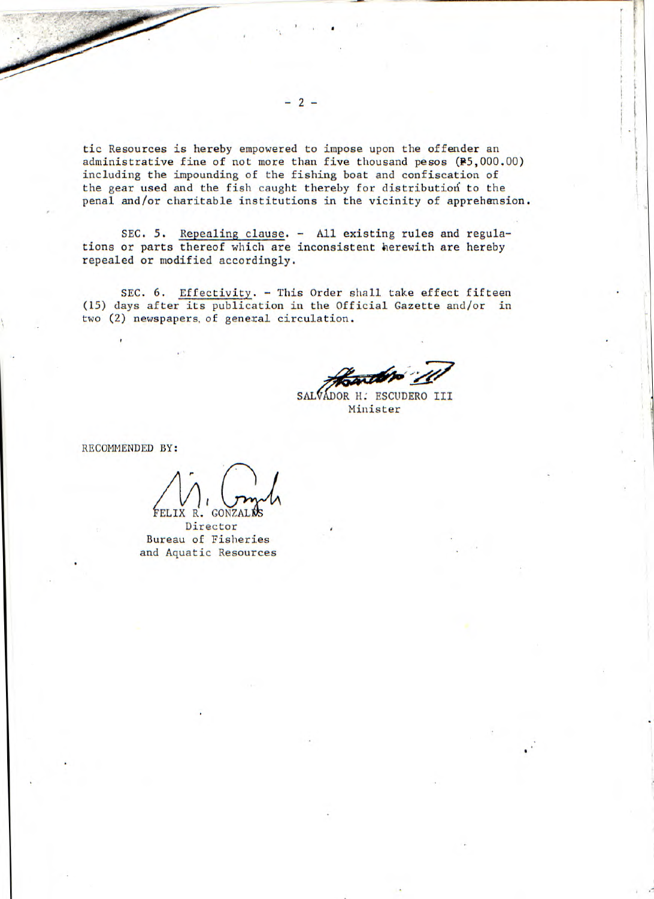tic Resources is hereby empowered to impose upon the offender an administrative fine of not more than five thousand pesos (₱5,000.00) including the impounding of the fishing boat and confiscation of the gear used and the fish caught thereby for distribution to the penal and/or charitable institutions in the vicinity of apprehension.

SEC. 5. Repealing clause. - All existing rules and regulations or parts thereof which are inconsistent herewith are hereby repealed or modified accordingly.

SEC. 6. Effectivity. - This Order shall take effect fifteen (15) days after its publication in the Official Gazette and/or in two (2) newspapers of general circulation.

SALVADOR H. ESCUDERO III
Minister

RECOMMENDED BY:

FELIX R. GONZALES
Director
Bureau of Fisheries
and Aquatic Resources